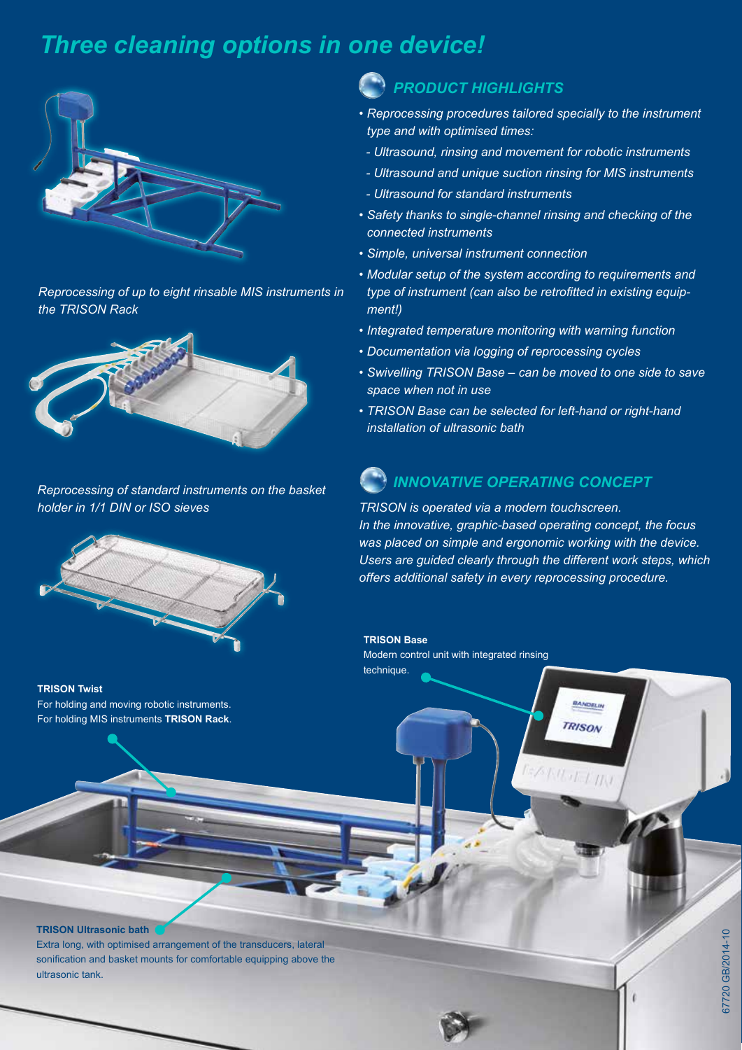# Three cleaning options in one device!

Reprocessing of up to eight rinsable MIS instruments in the TRISON Rack

Reprocessing of standard instruments on the basket holder in 1/1 DIN or ISO sieves

## PRODUCT HIGHLIGHTS

- Reprocessing procedures tailored specially to the instrument type and with optimised times:
  - Ultrasound, rinsing and movement for robotic instruments
  - Ultrasound and unique suction rinsing for MIS instruments
  - Ultrasound for standard instruments
- Safety thanks to single-channel rinsing and checking of the connected instruments
- Simple, universal instrument connection
- Modular setup of the system according to requirements and type of instrument (can also be retrofitted in existing equipment!)
- Integrated temperature monitoring with warning function
- Documentation via logging of reprocessing cycles
- Swivelling TRISON Base – can be moved to one side to save space when not in use
- TRISON Base can be selected for left-hand or right-hand installation of ultrasonic bath

## INNOVATIVE OPERATING CONCEPT

TRISON is operated via a modern touchscreen.
In the innovative, graphic-based operating concept, the focus was placed on simple and ergonomic working with the device. Users are guided clearly through the different work steps, which offers additional safety in every reprocessing procedure.

**TRISON Base**
Modern control unit with integrated rinsing technique.

**TRISON Twist**
For holding and moving robotic instruments.
For holding MIS instruments **TRISON Rack**.

**TRISON Ultrasonic bath**
Extra long, with optimised arrangement of the transducers, lateral sonification and basket mounts for comfortable equipping above the ultrasonic tank.

67720 GB/2014-10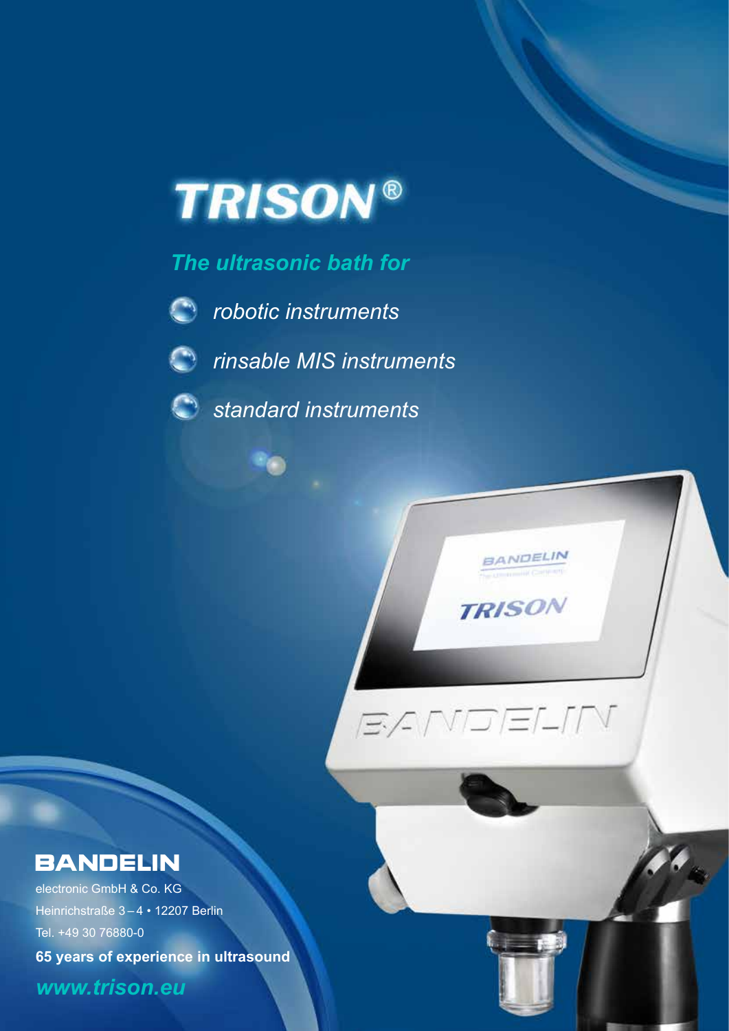# TRISON®

***The ultrasonic bath for***

- *robotic instruments*
- *rinsable MIS instruments*
- *standard instruments*

## BANDELIN

electronic GmbH & Co. KG

Heinrichstraße 3 – 4 • 12207 Berlin

Tel. +49 30 76880-0

**65 years of experience in ultrasound**

***www.trison.eu***